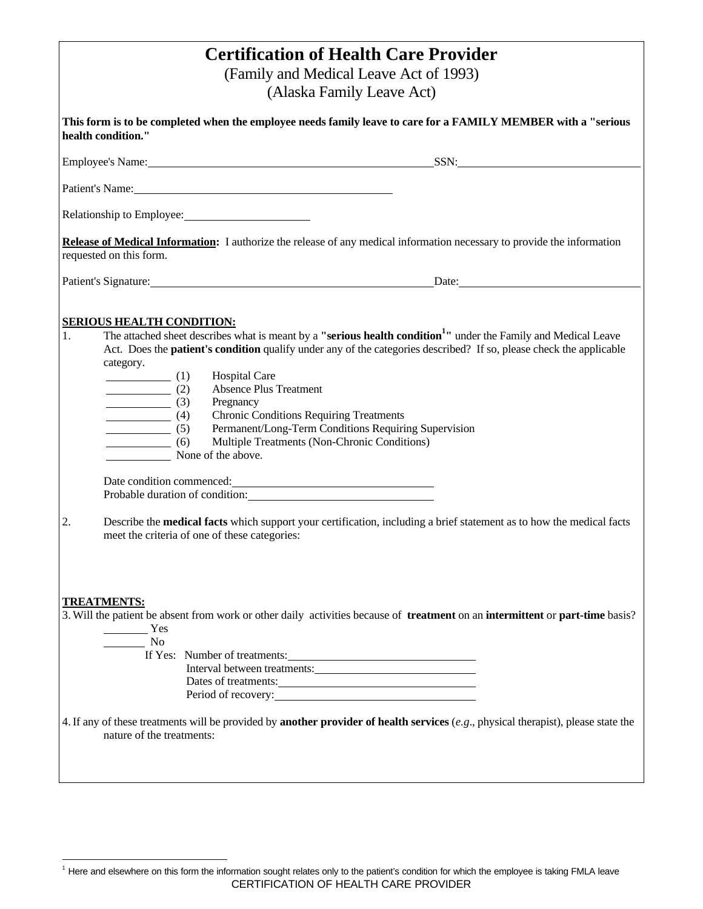# Certification of Health Care Provider

(Family and Medical Leave Act of 1993)

(Alaska Family Leave Act)

**This form is to be completed when the employee needs family leave to care for a FAMILY MEMBER with a "serious health condition."**

Employee's Name:_______________________________________________SSN:_______________________________

Patient's Name:_____________________________________________

Relationship to Employee:____________________

**Release of Medical Information:** I authorize the release of any medical information necessary to provide the information requested on this form.

Patient's Signature:_______________________________________________Date:_______________________________

**SERIOUS HEALTH CONDITION:**

1. The attached sheet describes what is meant by a **"serious health condition[1]"** under the Family and Medical Leave Act. Does the **patient's condition** qualify under any of the categories described? If so, please check the applicable category.

   __________ (1) Hospital Care
   __________ (2) Absence Plus Treatment
   __________ (3) Pregnancy
   __________ (4) Chronic Conditions Requiring Treatments
   __________ (5) Permanent/Long-Term Conditions Requiring Supervision
   __________ (6) Multiple Treatments (Non-Chronic Conditions)
   __________ None of the above.

   Date condition commenced:_________________________________
   Probable duration of condition:______________________________

2. Describe the **medical facts** which support your certification, including a brief statement as to how the medical facts meet the criteria of one of these categories:

**TREATMENTS:**

3. Will the patient be absent from work or other daily activities because of **treatment** on an **intermittent** or **part-time** basis?

   _______ Yes
   _______ No

   If Yes: Number of treatments:_______________________________
   Interval between treatments:_______________________________
   Dates of treatments:_______________________________
   Period of recovery:_______________________________

4. If any of these treatments will be provided by **another provider of health services** (*e.g*., physical therapist), please state the nature of the treatments:

[1] Here and elsewhere on this form the information sought relates only to the patient's condition for which the employee is taking FMLA leave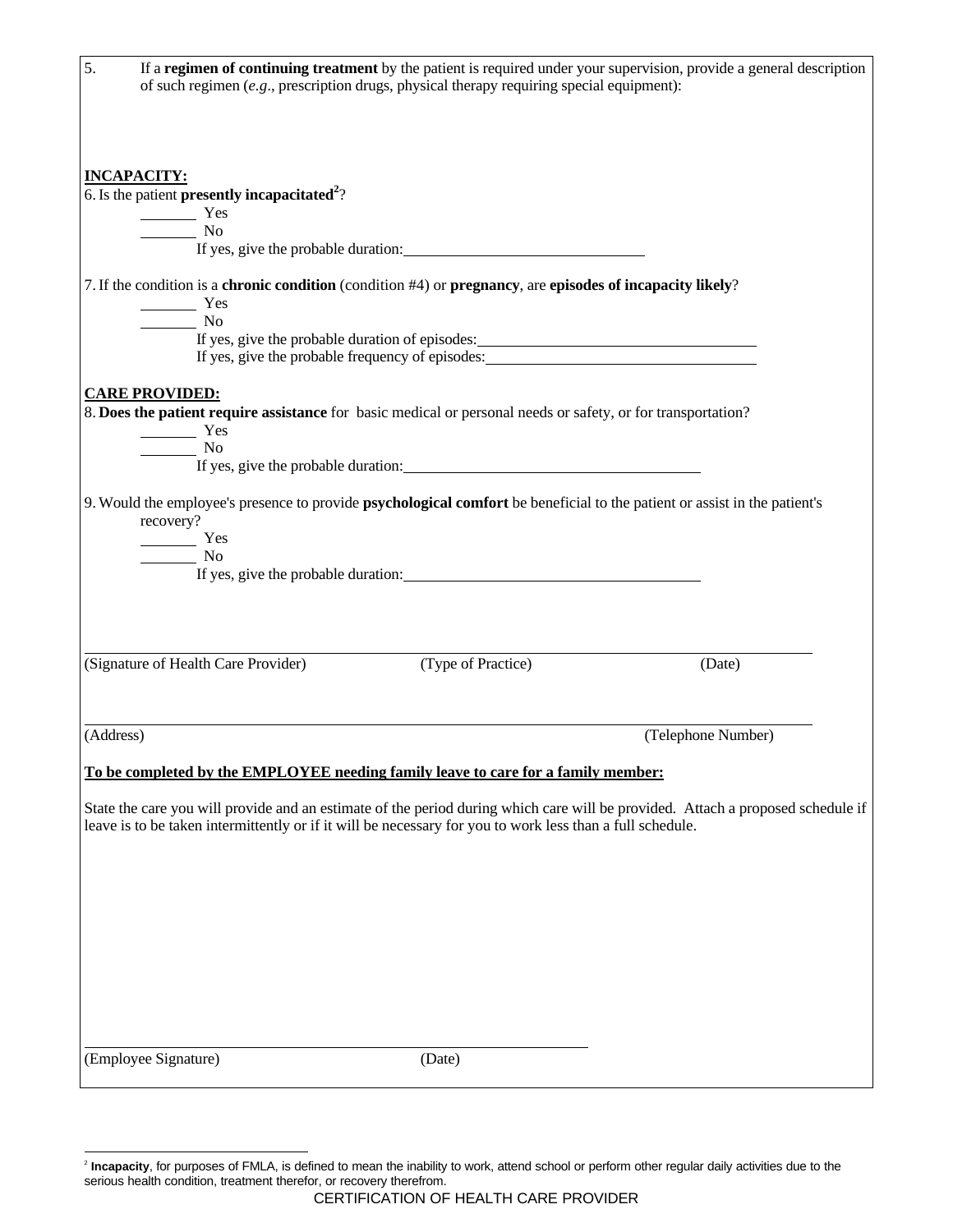5. If a **regimen of continuing treatment** by the patient is required under your supervision, provide a general description of such regimen (*e.g.*, prescription drugs, physical therapy requiring special equipment):

**INCAPACITY:**

6. Is the patient **presently incapacitated**[2]?

_______ Yes
_______ No

If yes, give the probable duration: ______________________________

7. If the condition is a **chronic condition** (condition #4) or **pregnancy**, are **episodes of incapacity likely**?

_______ Yes
_______ No

If yes, give the probable duration of episodes: ______________________________
If yes, give the probable frequency of episodes: ______________________________

**CARE PROVIDED:**

8. **Does the patient require assistance** for basic medical or personal needs or safety, or for transportation?

_______ Yes
_______ No

If yes, give the probable duration: ______________________________

9. Would the employee's presence to provide **psychological comfort** be beneficial to the patient or assist in the patient's recovery?

_______ Yes
_______ No

If yes, give the probable duration: ______________________________

______________________________________________________________________
(Signature of Health Care Provider) (Type of Practice) (Date)

______________________________________________________________________
(Address) (Telephone Number)

**To be completed by the EMPLOYEE needing family leave to care for a family member:**

State the care you will provide and an estimate of the period during which care will be provided. Attach a proposed schedule if leave is to be taken intermittently or if it will be necessary for you to work less than a full schedule.

______________________________________________________________________
(Employee Signature) (Date)

[2] **Incapacity**, for purposes of FMLA, is defined to mean the inability to work, attend school or perform other regular daily activities due to the serious health condition, treatment therefor, or recovery therefrom.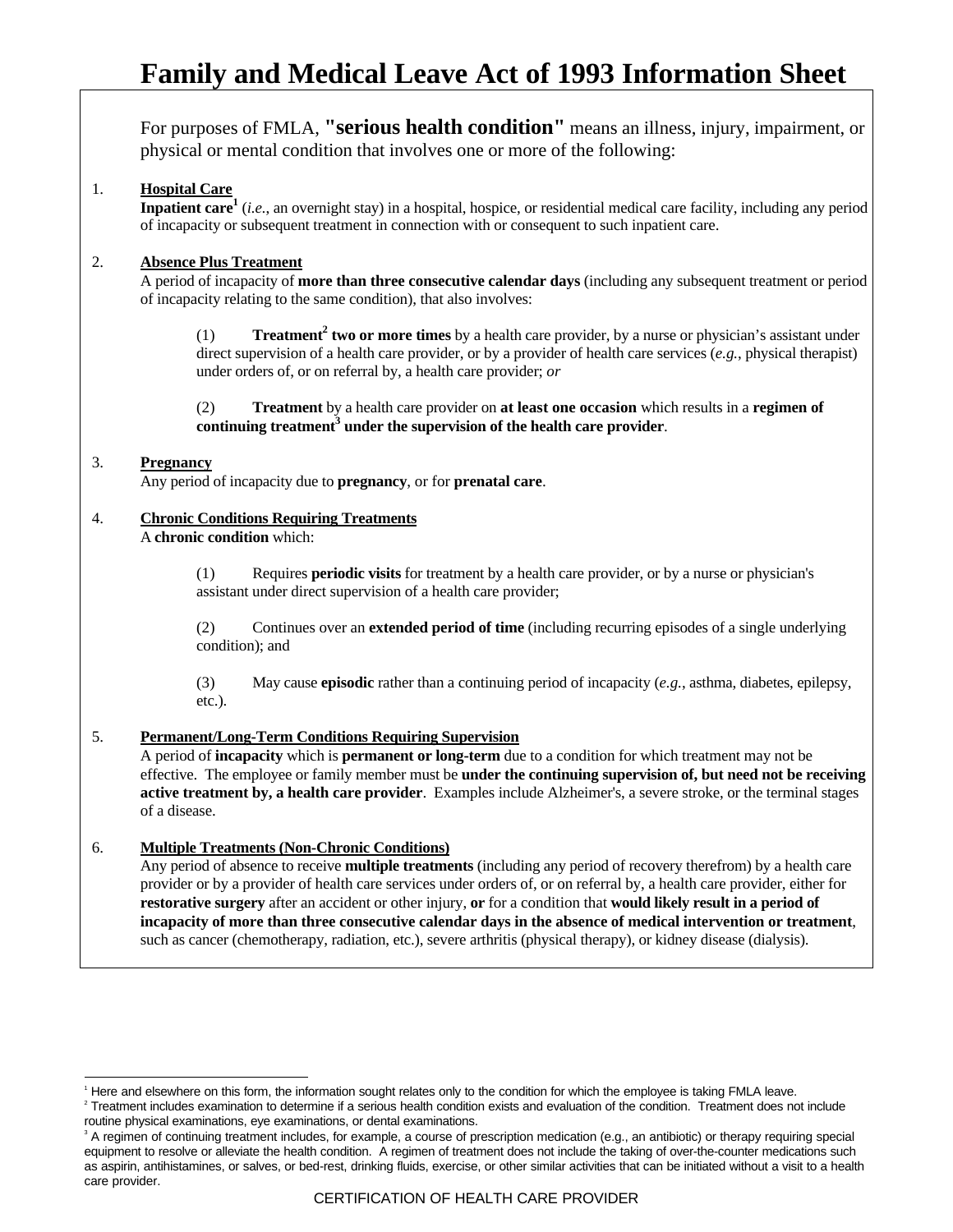# Family and Medical Leave Act of 1993 Information Sheet

For purposes of FMLA, **"serious health condition"** means an illness, injury, impairment, or physical or mental condition that involves one or more of the following:

1. **Hospital Care**
   **Inpatient care**[1] (*i.e.*, an overnight stay) in a hospital, hospice, or residential medical care facility, including any period of incapacity or subsequent treatment in connection with or consequent to such inpatient care.

2. **Absence Plus Treatment**
   A period of incapacity of **more than three consecutive calendar days** (including any subsequent treatment or period of incapacity relating to the same condition), that also involves:

   (1) **Treatment**[2] **two or more times** by a health care provider, by a nurse or physician's assistant under direct supervision of a health care provider, or by a provider of health care services (*e.g.*, physical therapist) under orders of, or on referral by, a health care provider; *or*

   (2) **Treatment** by a health care provider on **at least one occasion** which results in a **regimen of continuing treatment**[3] **under the supervision of the health care provider**.

3. **Pregnancy**
   Any period of incapacity due to **pregnancy**, or for **prenatal care**.

4. **Chronic Conditions Requiring Treatments**
   A **chronic condition** which:

   (1) Requires **periodic visits** for treatment by a health care provider, or by a nurse or physician's assistant under direct supervision of a health care provider;

   (2) Continues over an **extended period of time** (including recurring episodes of a single underlying condition); and

   (3) May cause **episodic** rather than a continuing period of incapacity (*e.g.*, asthma, diabetes, epilepsy, etc.).

5. **Permanent/Long-Term Conditions Requiring Supervision**
   A period of **incapacity** which is **permanent or long-term** due to a condition for which treatment may not be effective. The employee or family member must be **under the continuing supervision of, but need not be receiving active treatment by, a health care provider**. Examples include Alzheimer's, a severe stroke, or the terminal stages of a disease.

6. **Multiple Treatments (Non-Chronic Conditions)**
   Any period of absence to receive **multiple treatments** (including any period of recovery therefrom) by a health care provider or by a provider of health care services under orders of, or on referral by, a health care provider, either for **restorative surgery** after an accident or other injury, **or** for a condition that **would likely result in a period of incapacity of more than three consecutive calendar days in the absence of medical intervention or treatment**, such as cancer (chemotherapy, radiation, etc.), severe arthritis (physical therapy), or kidney disease (dialysis).

---

[1] Here and elsewhere on this form, the information sought relates only to the condition for which the employee is taking FMLA leave.

[2] Treatment includes examination to determine if a serious health condition exists and evaluation of the condition. Treatment does not include routine physical examinations, eye examinations, or dental examinations.

[3] A regimen of continuing treatment includes, for example, a course of prescription medication (e.g., an antibiotic) or therapy requiring special equipment to resolve or alleviate the health condition. A regimen of treatment does not include the taking of over-the-counter medications such as aspirin, antihistamines, or salves, or bed-rest, drinking fluids, exercise, or other similar activities that can be initiated without a visit to a health care provider.